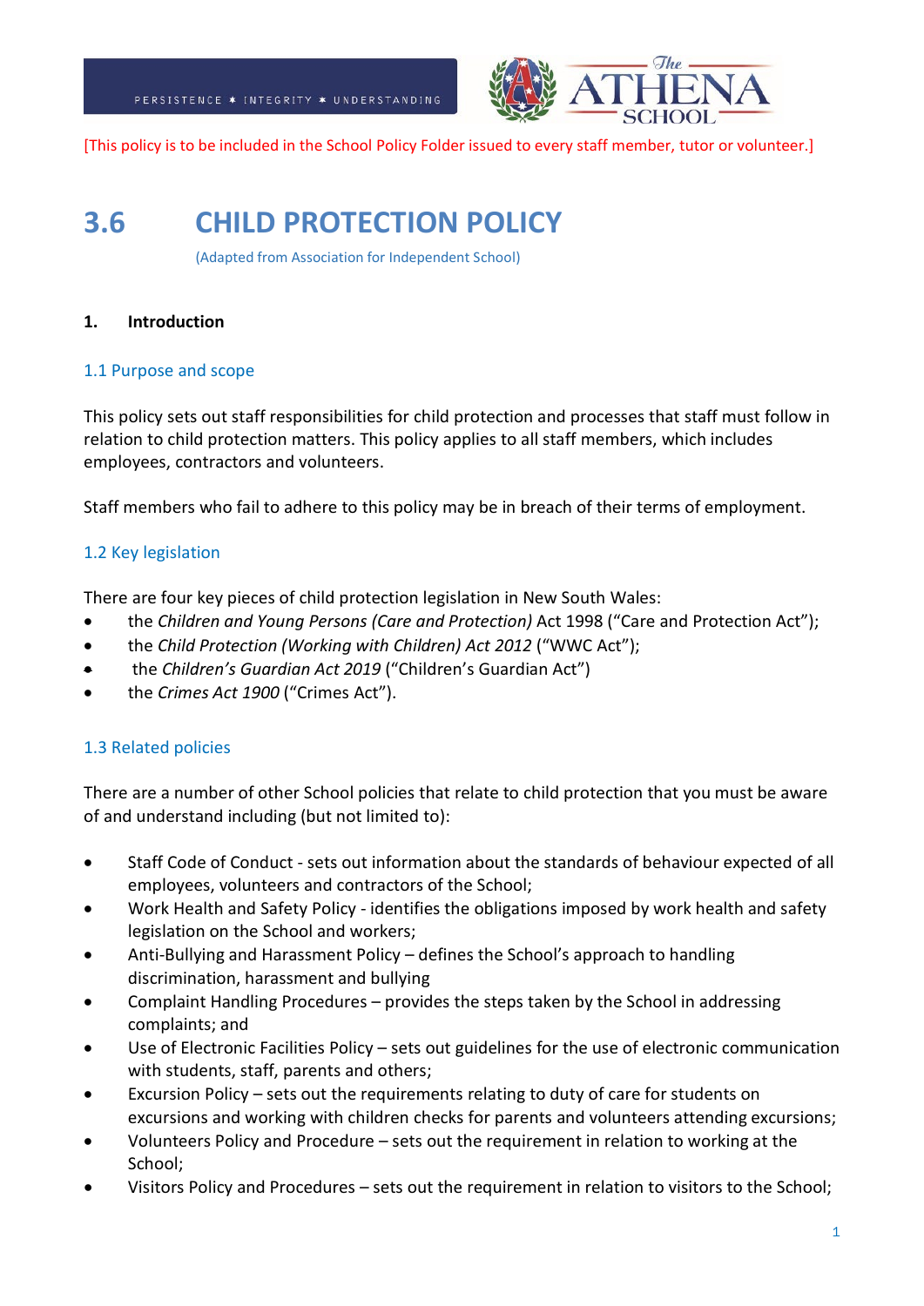PERSISTENCE ✶ INTEGRITY ✶ UNDERSTANDING

[This policy is to be included in the School Policy Folder issued to every staff member, tutor or volunteer.]

# 3.6 CHILD PROTECTION POLICY

(Adapted from Association for Independent School)

## 1. Introduction

### 1.1 Purpose and scope

This policy sets out staff responsibilities for child protection and processes that staff must follow in relation to child protection matters. This policy applies to all staff members, which includes employees, contractors and volunteers.

Staff members who fail to adhere to this policy may be in breach of their terms of employment.

### 1.2 Key legislation

There are four key pieces of child protection legislation in New South Wales:

- the *Children and Young Persons (Care and Protection)* Act 1998 ("Care and Protection Act");
- the *Child Protection (Working with Children) Act 2012* ("WWC Act");
- the *Children's Guardian Act 2019* ("Children's Guardian Act")
- the *Crimes Act 1900* ("Crimes Act").

### 1.3 Related policies

There are a number of other School policies that relate to child protection that you must be aware of and understand including (but not limited to):

- Staff Code of Conduct - sets out information about the standards of behaviour expected of all employees, volunteers and contractors of the School;
- Work Health and Safety Policy - identifies the obligations imposed by work health and safety legislation on the School and workers;
- Anti-Bullying and Harassment Policy – defines the School's approach to handling discrimination, harassment and bullying
- Complaint Handling Procedures – provides the steps taken by the School in addressing complaints; and
- Use of Electronic Facilities Policy – sets out guidelines for the use of electronic communication with students, staff, parents and others;
- Excursion Policy – sets out the requirements relating to duty of care for students on excursions and working with children checks for parents and volunteers attending excursions;
- Volunteers Policy and Procedure – sets out the requirement in relation to working at the School;
- Visitors Policy and Procedures – sets out the requirement in relation to visitors to the School;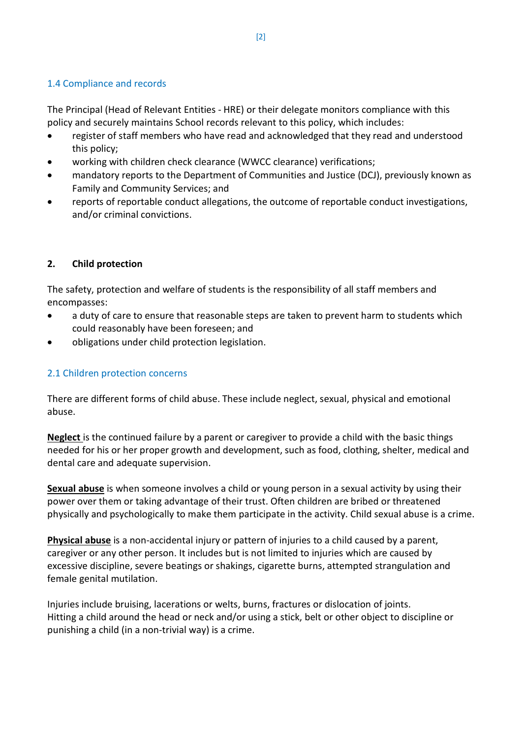### 1.4 Compliance and records

The Principal (Head of Relevant Entities - HRE) or their delegate monitors compliance with this policy and securely maintains School records relevant to this policy, which includes:

- register of staff members who have read and acknowledged that they read and understood this policy;
- working with children check clearance (WWCC clearance) verifications;
- mandatory reports to the Department of Communities and Justice (DCJ), previously known as Family and Community Services; and
- reports of reportable conduct allegations, the outcome of reportable conduct investigations, and/or criminal convictions.

## 2. Child protection

The safety, protection and welfare of students is the responsibility of all staff members and encompasses:

- a duty of care to ensure that reasonable steps are taken to prevent harm to students which could reasonably have been foreseen; and
- obligations under child protection legislation.

### 2.1 Children protection concerns

There are different forms of child abuse. These include neglect, sexual, physical and emotional abuse.

**Neglect** is the continued failure by a parent or caregiver to provide a child with the basic things needed for his or her proper growth and development, such as food, clothing, shelter, medical and dental care and adequate supervision.

**Sexual abuse** is when someone involves a child or young person in a sexual activity by using their power over them or taking advantage of their trust. Often children are bribed or threatened physically and psychologically to make them participate in the activity. Child sexual abuse is a crime.

**Physical abuse** is a non-accidental injury or pattern of injuries to a child caused by a parent, caregiver or any other person. It includes but is not limited to injuries which are caused by excessive discipline, severe beatings or shakings, cigarette burns, attempted strangulation and female genital mutilation.

Injuries include bruising, lacerations or welts, burns, fractures or dislocation of joints.
Hitting a child around the head or neck and/or using a stick, belt or other object to discipline or punishing a child (in a non-trivial way) is a crime.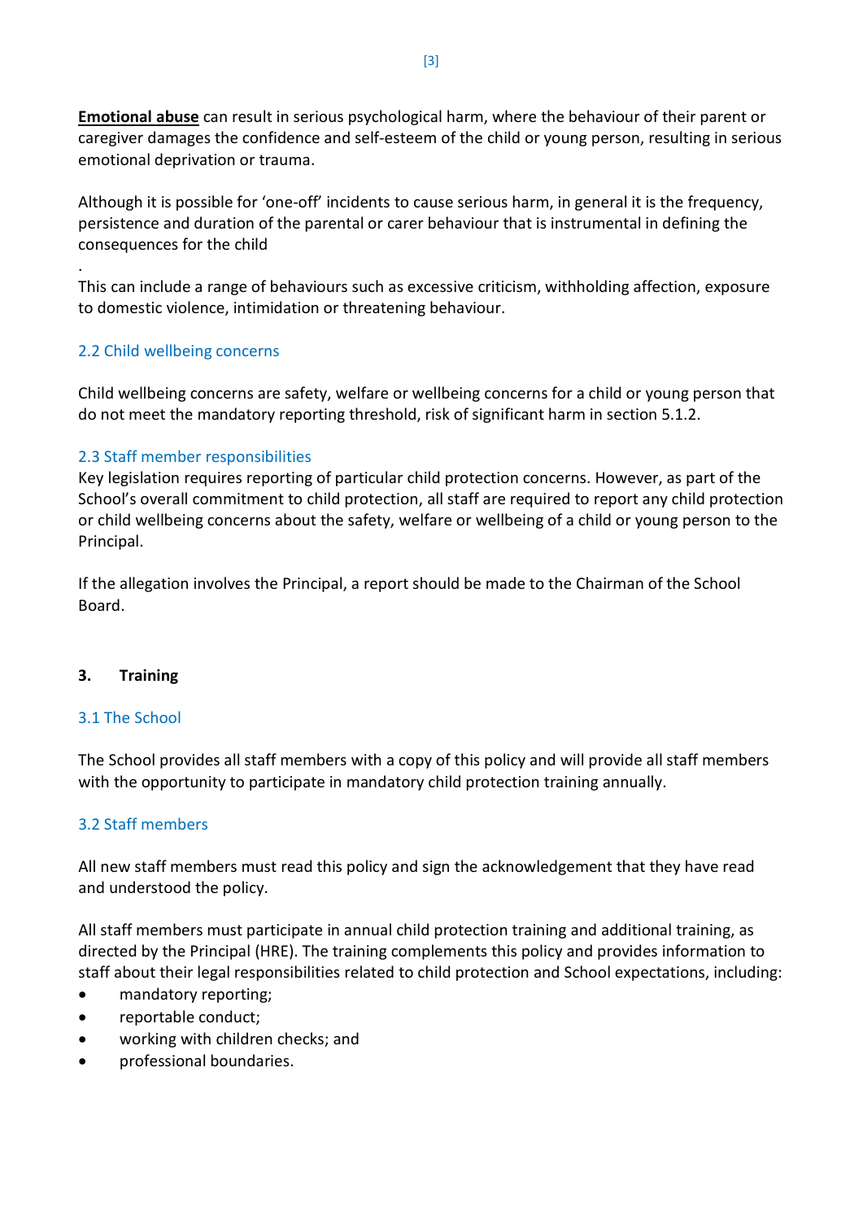**<u>Emotional abuse</u>** can result in serious psychological harm, where the behaviour of their parent or caregiver damages the confidence and self-esteem of the child or young person, resulting in serious emotional deprivation or trauma.

Although it is possible for 'one-off' incidents to cause serious harm, in general it is the frequency, persistence and duration of the parental or carer behaviour that is instrumental in defining the consequences for the child

.

This can include a range of behaviours such as excessive criticism, withholding affection, exposure to domestic violence, intimidation or threatening behaviour.

### 2.2 Child wellbeing concerns

Child wellbeing concerns are safety, welfare or wellbeing concerns for a child or young person that do not meet the mandatory reporting threshold, risk of significant harm in section 5.1.2.

### 2.3 Staff member responsibilities

Key legislation requires reporting of particular child protection concerns. However, as part of the School's overall commitment to child protection, all staff are required to report any child protection or child wellbeing concerns about the safety, welfare or wellbeing of a child or young person to the Principal.

If the allegation involves the Principal, a report should be made to the Chairman of the School Board.

## 3. Training

### 3.1 The School

The School provides all staff members with a copy of this policy and will provide all staff members with the opportunity to participate in mandatory child protection training annually.

### 3.2 Staff members

All new staff members must read this policy and sign the acknowledgement that they have read and understood the policy.

All staff members must participate in annual child protection training and additional training, as directed by the Principal (HRE). The training complements this policy and provides information to staff about their legal responsibilities related to child protection and School expectations, including:

- mandatory reporting;
- reportable conduct;
- working with children checks; and
- professional boundaries.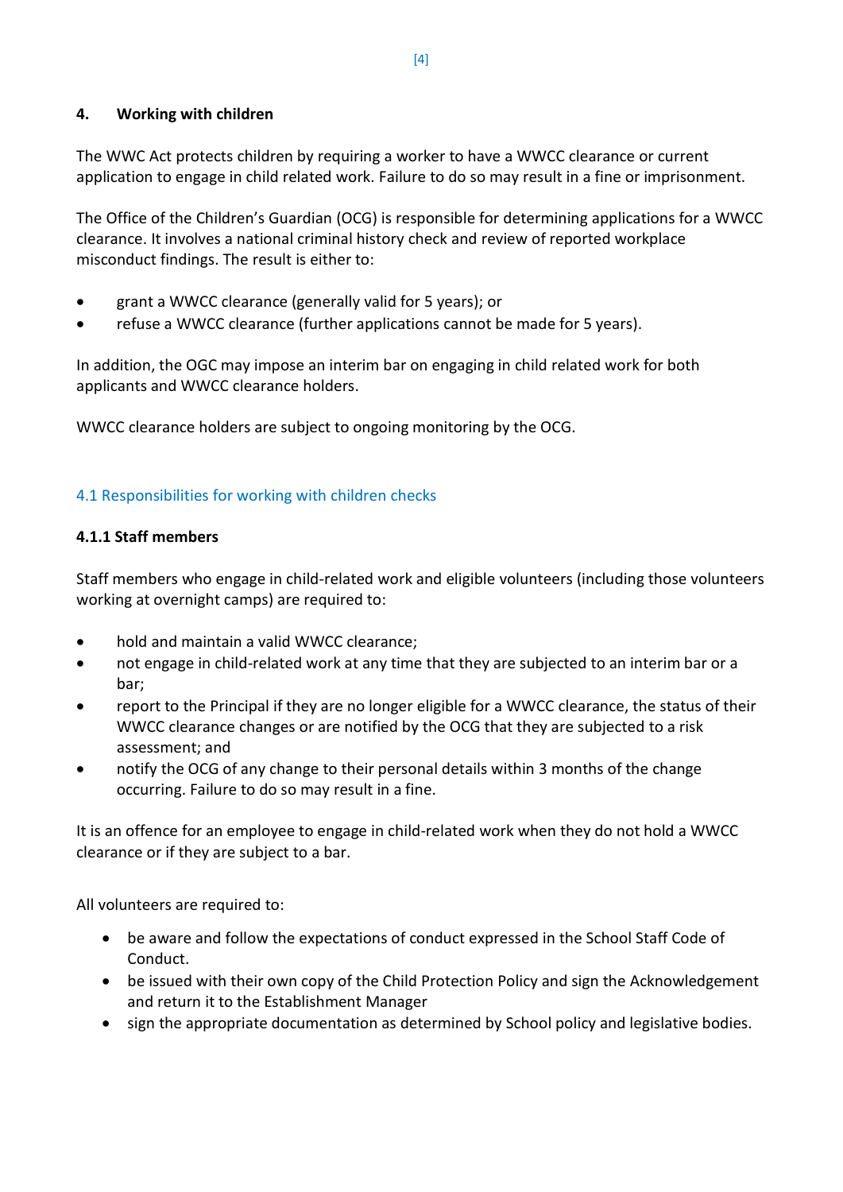## 4. Working with children

The WWC Act protects children by requiring a worker to have a WWCC clearance or current application to engage in child related work. Failure to do so may result in a fine or imprisonment.

The Office of the Children's Guardian (OCG) is responsible for determining applications for a WWCC clearance. It involves a national criminal history check and review of reported workplace misconduct findings. The result is either to:

- grant a WWCC clearance (generally valid for 5 years); or
- refuse a WWCC clearance (further applications cannot be made for 5 years).

In addition, the OGC may impose an interim bar on engaging in child related work for both applicants and WWCC clearance holders.

WWCC clearance holders are subject to ongoing monitoring by the OCG.

### 4.1 Responsibilities for working with children checks

#### 4.1.1 Staff members

Staff members who engage in child-related work and eligible volunteers (including those volunteers working at overnight camps) are required to:

- hold and maintain a valid WWCC clearance;
- not engage in child-related work at any time that they are subjected to an interim bar or a bar;
- report to the Principal if they are no longer eligible for a WWCC clearance, the status of their WWCC clearance changes or are notified by the OCG that they are subjected to a risk assessment; and
- notify the OCG of any change to their personal details within 3 months of the change occurring. Failure to do so may result in a fine.

It is an offence for an employee to engage in child-related work when they do not hold a WWCC clearance or if they are subject to a bar.

All volunteers are required to:

- be aware and follow the expectations of conduct expressed in the School Staff Code of Conduct.
- be issued with their own copy of the Child Protection Policy and sign the Acknowledgement and return it to the Establishment Manager
- sign the appropriate documentation as determined by School policy and legislative bodies.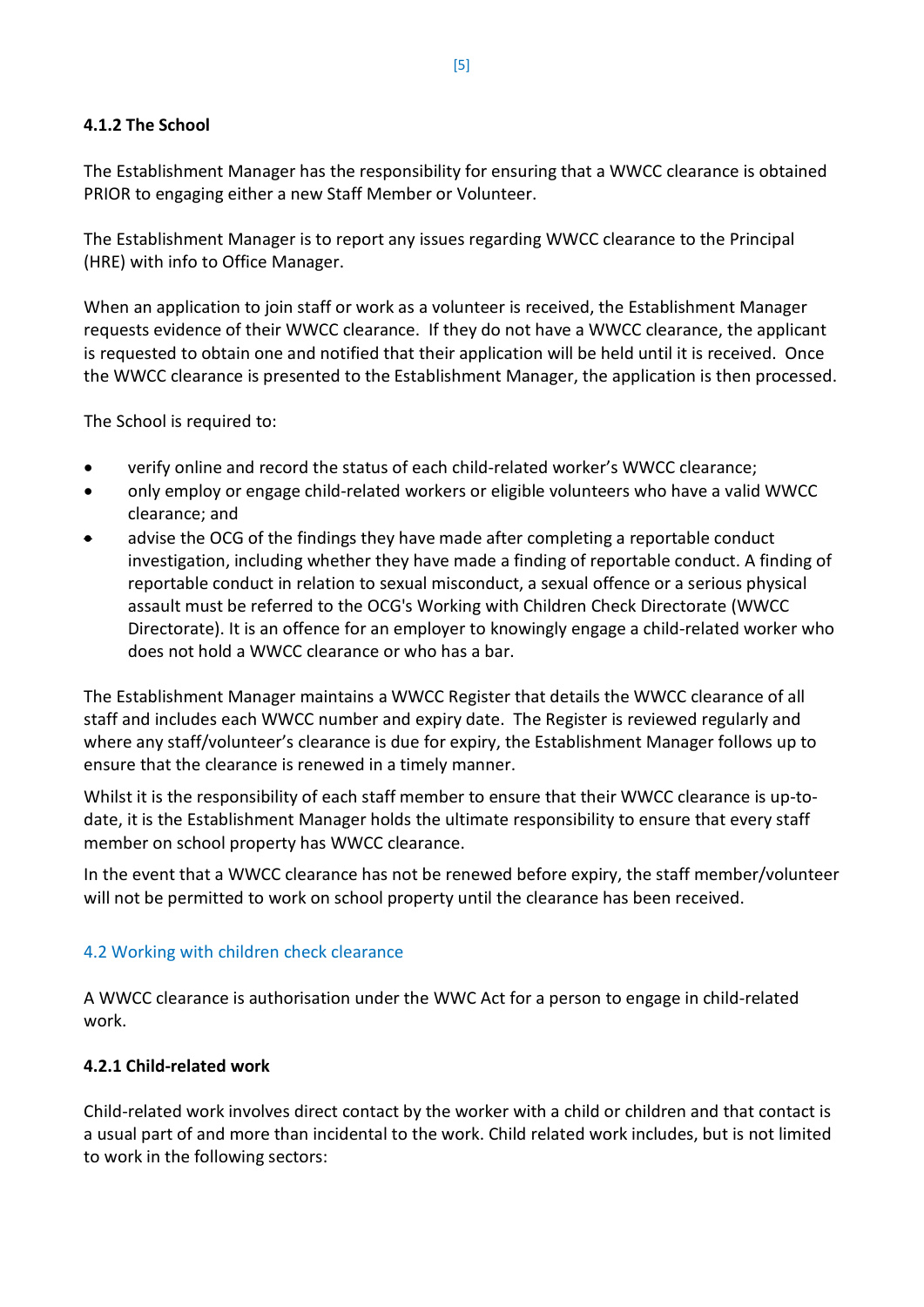#### 4.1.2 The School

The Establishment Manager has the responsibility for ensuring that a WWCC clearance is obtained PRIOR to engaging either a new Staff Member or Volunteer.

The Establishment Manager is to report any issues regarding WWCC clearance to the Principal (HRE) with info to Office Manager.

When an application to join staff or work as a volunteer is received, the Establishment Manager requests evidence of their WWCC clearance. If they do not have a WWCC clearance, the applicant is requested to obtain one and notified that their application will be held until it is received. Once the WWCC clearance is presented to the Establishment Manager, the application is then processed.

The School is required to:

- verify online and record the status of each child-related worker's WWCC clearance;
- only employ or engage child-related workers or eligible volunteers who have a valid WWCC clearance; and
- advise the OCG of the findings they have made after completing a reportable conduct investigation, including whether they have made a finding of reportable conduct. A finding of reportable conduct in relation to sexual misconduct, a sexual offence or a serious physical assault must be referred to the OCG's Working with Children Check Directorate (WWCC Directorate). It is an offence for an employer to knowingly engage a child-related worker who does not hold a WWCC clearance or who has a bar.

The Establishment Manager maintains a WWCC Register that details the WWCC clearance of all staff and includes each WWCC number and expiry date. The Register is reviewed regularly and where any staff/volunteer's clearance is due for expiry, the Establishment Manager follows up to ensure that the clearance is renewed in a timely manner.

Whilst it is the responsibility of each staff member to ensure that their WWCC clearance is up-to-date, it is the Establishment Manager holds the ultimate responsibility to ensure that every staff member on school property has WWCC clearance.

In the event that a WWCC clearance has not be renewed before expiry, the staff member/volunteer will not be permitted to work on school property until the clearance has been received.

### 4.2 Working with children check clearance

A WWCC clearance is authorisation under the WWC Act for a person to engage in child-related work.

#### 4.2.1 Child-related work

Child-related work involves direct contact by the worker with a child or children and that contact is a usual part of and more than incidental to the work. Child related work includes, but is not limited to work in the following sectors: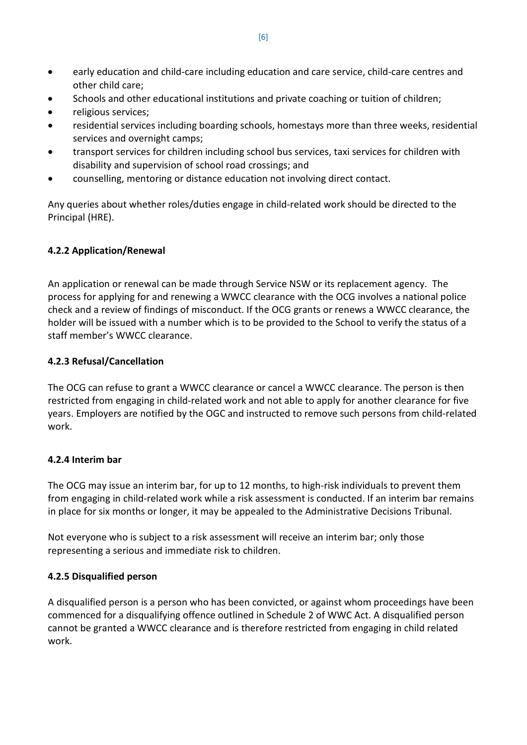- early education and child-care including education and care service, child-care centres and other child care;
- Schools and other educational institutions and private coaching or tuition of children;
- religious services;
- residential services including boarding schools, homestays more than three weeks, residential services and overnight camps;
- transport services for children including school bus services, taxi services for children with disability and supervision of school road crossings; and
- counselling, mentoring or distance education not involving direct contact.

Any queries about whether roles/duties engage in child-related work should be directed to the Principal (HRE).

#### 4.2.2 Application/Renewal

An application or renewal can be made through Service NSW or its replacement agency. The process for applying for and renewing a WWCC clearance with the OCG involves a national police check and a review of findings of misconduct. If the OCG grants or renews a WWCC clearance, the holder will be issued with a number which is to be provided to the School to verify the status of a staff member's WWCC clearance.

#### 4.2.3 Refusal/Cancellation

The OCG can refuse to grant a WWCC clearance or cancel a WWCC clearance. The person is then restricted from engaging in child-related work and not able to apply for another clearance for five years. Employers are notified by the OGC and instructed to remove such persons from child-related work.

#### 4.2.4 Interim bar

The OCG may issue an interim bar, for up to 12 months, to high-risk individuals to prevent them from engaging in child-related work while a risk assessment is conducted. If an interim bar remains in place for six months or longer, it may be appealed to the Administrative Decisions Tribunal.

Not everyone who is subject to a risk assessment will receive an interim bar; only those representing a serious and immediate risk to children.

#### 4.2.5 Disqualified person

A disqualified person is a person who has been convicted, or against whom proceedings have been commenced for a disqualifying offence outlined in Schedule 2 of WWC Act. A disqualified person cannot be granted a WWCC clearance and is therefore restricted from engaging in child related work.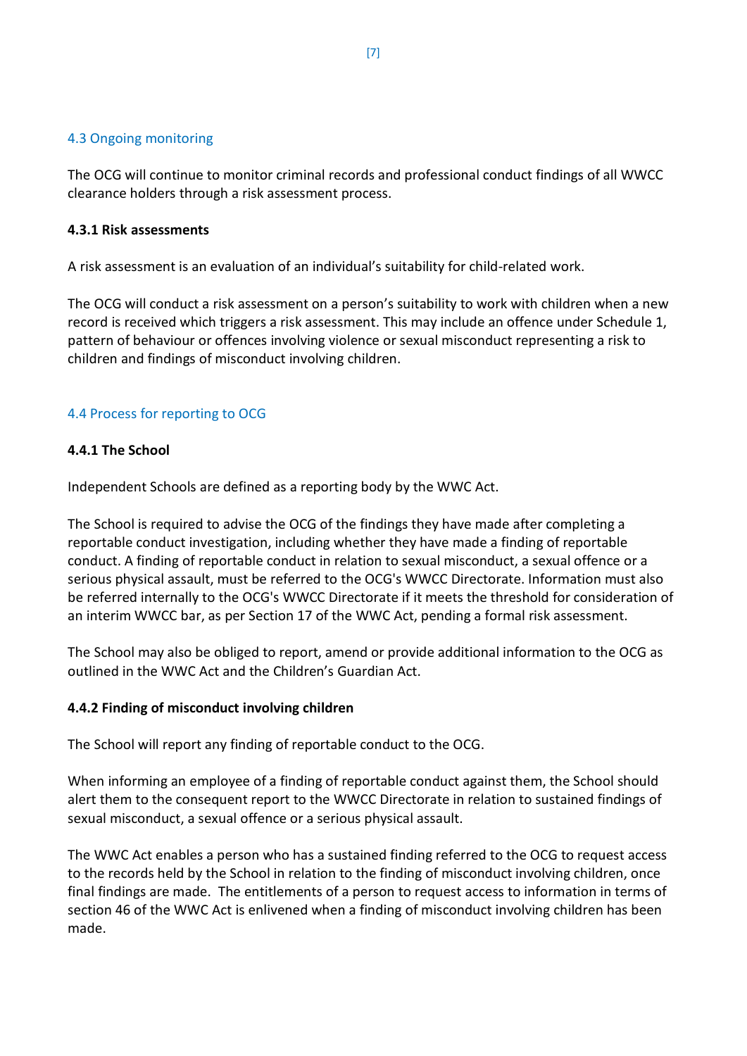## 4.3 Ongoing monitoring

The OCG will continue to monitor criminal records and professional conduct findings of all WWCC clearance holders through a risk assessment process.

### 4.3.1 Risk assessments

A risk assessment is an evaluation of an individual's suitability for child-related work.

The OCG will conduct a risk assessment on a person's suitability to work with children when a new record is received which triggers a risk assessment. This may include an offence under Schedule 1, pattern of behaviour or offences involving violence or sexual misconduct representing a risk to children and findings of misconduct involving children.

## 4.4 Process for reporting to OCG

### 4.4.1 The School

Independent Schools are defined as a reporting body by the WWC Act.

The School is required to advise the OCG of the findings they have made after completing a reportable conduct investigation, including whether they have made a finding of reportable conduct. A finding of reportable conduct in relation to sexual misconduct, a sexual offence or a serious physical assault, must be referred to the OCG's WWCC Directorate. Information must also be referred internally to the OCG's WWCC Directorate if it meets the threshold for consideration of an interim WWCC bar, as per Section 17 of the WWC Act, pending a formal risk assessment.

The School may also be obliged to report, amend or provide additional information to the OCG as outlined in the WWC Act and the Children's Guardian Act.

### 4.4.2 Finding of misconduct involving children

The School will report any finding of reportable conduct to the OCG.

When informing an employee of a finding of reportable conduct against them, the School should alert them to the consequent report to the WWCC Directorate in relation to sustained findings of sexual misconduct, a sexual offence or a serious physical assault.

The WWC Act enables a person who has a sustained finding referred to the OCG to request access to the records held by the School in relation to the finding of misconduct involving children, once final findings are made. The entitlements of a person to request access to information in terms of section 46 of the WWC Act is enlivened when a finding of misconduct involving children has been made.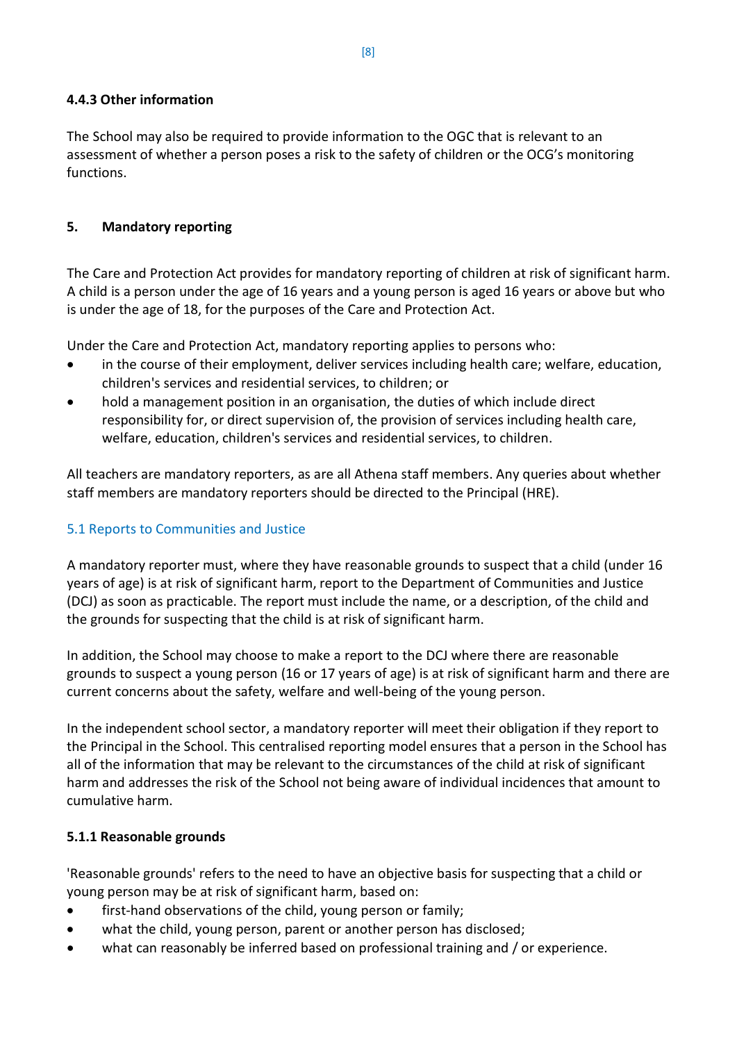#### 4.4.3 Other information

The School may also be required to provide information to the OGC that is relevant to an assessment of whether a person poses a risk to the safety of children or the OCG's monitoring functions.

## 5. Mandatory reporting

The Care and Protection Act provides for mandatory reporting of children at risk of significant harm. A child is a person under the age of 16 years and a young person is aged 16 years or above but who is under the age of 18, for the purposes of the Care and Protection Act.

Under the Care and Protection Act, mandatory reporting applies to persons who:

- in the course of their employment, deliver services including health care; welfare, education, children's services and residential services, to children; or
- hold a management position in an organisation, the duties of which include direct responsibility for, or direct supervision of, the provision of services including health care, welfare, education, children's services and residential services, to children.

All teachers are mandatory reporters, as are all Athena staff members. Any queries about whether staff members are mandatory reporters should be directed to the Principal (HRE).

### 5.1 Reports to Communities and Justice

A mandatory reporter must, where they have reasonable grounds to suspect that a child (under 16 years of age) is at risk of significant harm, report to the Department of Communities and Justice (DCJ) as soon as practicable. The report must include the name, or a description, of the child and the grounds for suspecting that the child is at risk of significant harm.

In addition, the School may choose to make a report to the DCJ where there are reasonable grounds to suspect a young person (16 or 17 years of age) is at risk of significant harm and there are current concerns about the safety, welfare and well-being of the young person.

In the independent school sector, a mandatory reporter will meet their obligation if they report to the Principal in the School. This centralised reporting model ensures that a person in the School has all of the information that may be relevant to the circumstances of the child at risk of significant harm and addresses the risk of the School not being aware of individual incidences that amount to cumulative harm.

#### 5.1.1 Reasonable grounds

'Reasonable grounds' refers to the need to have an objective basis for suspecting that a child or young person may be at risk of significant harm, based on:

- first-hand observations of the child, young person or family;
- what the child, young person, parent or another person has disclosed;
- what can reasonably be inferred based on professional training and / or experience.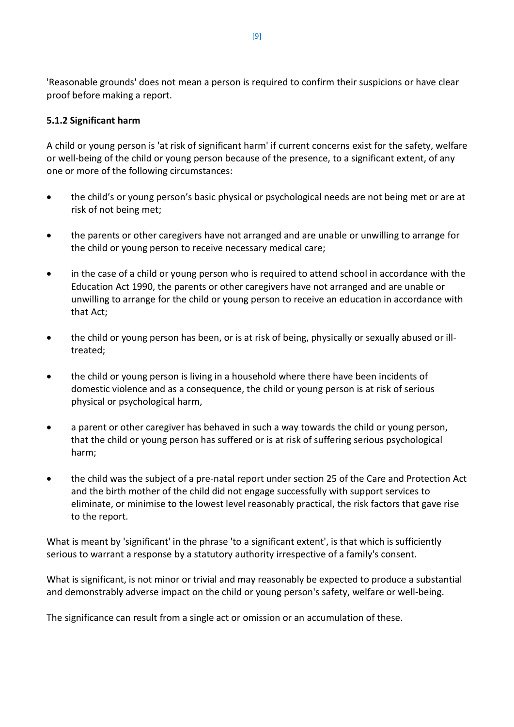'Reasonable grounds' does not mean a person is required to confirm their suspicions or have clear proof before making a report.

### 5.1.2 Significant harm

A child or young person is 'at risk of significant harm' if current concerns exist for the safety, welfare or well-being of the child or young person because of the presence, to a significant extent, of any one or more of the following circumstances:

- the child's or young person's basic physical or psychological needs are not being met or are at risk of not being met;
- the parents or other caregivers have not arranged and are unable or unwilling to arrange for the child or young person to receive necessary medical care;
- in the case of a child or young person who is required to attend school in accordance with the Education Act 1990, the parents or other caregivers have not arranged and are unable or unwilling to arrange for the child or young person to receive an education in accordance with that Act;
- the child or young person has been, or is at risk of being, physically or sexually abused or ill-treated;
- the child or young person is living in a household where there have been incidents of domestic violence and as a consequence, the child or young person is at risk of serious physical or psychological harm,
- a parent or other caregiver has behaved in such a way towards the child or young person, that the child or young person has suffered or is at risk of suffering serious psychological harm;
- the child was the subject of a pre-natal report under section 25 of the Care and Protection Act and the birth mother of the child did not engage successfully with support services to eliminate, or minimise to the lowest level reasonably practical, the risk factors that gave rise to the report.

What is meant by 'significant' in the phrase 'to a significant extent', is that which is sufficiently serious to warrant a response by a statutory authority irrespective of a family's consent.

What is significant, is not minor or trivial and may reasonably be expected to produce a substantial and demonstrably adverse impact on the child or young person's safety, welfare or well-being.

The significance can result from a single act or omission or an accumulation of these.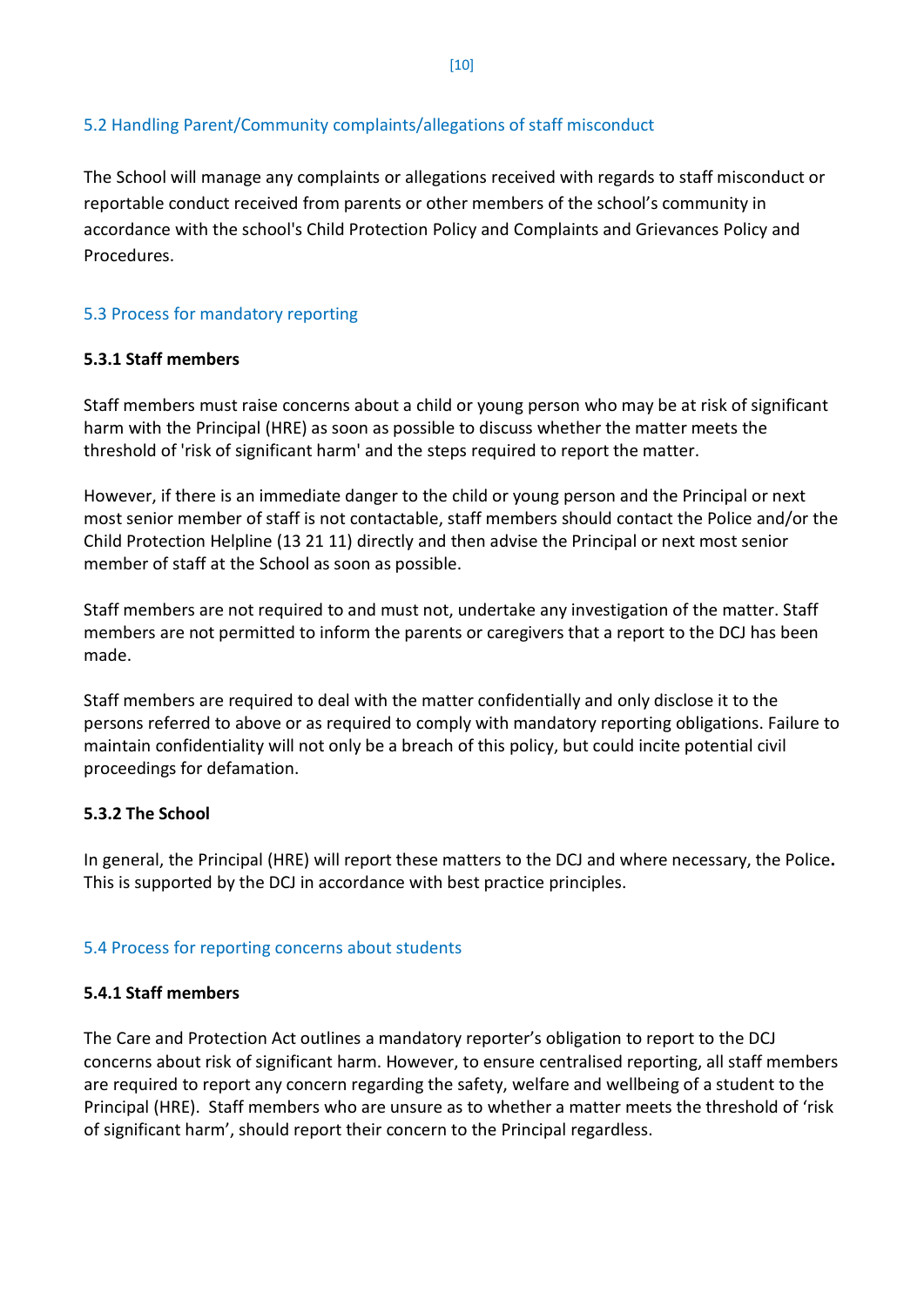## 5.2 Handling Parent/Community complaints/allegations of staff misconduct

The School will manage any complaints or allegations received with regards to staff misconduct or reportable conduct received from parents or other members of the school's community in accordance with the school's Child Protection Policy and Complaints and Grievances Policy and Procedures.

## 5.3 Process for mandatory reporting

### 5.3.1 Staff members

Staff members must raise concerns about a child or young person who may be at risk of significant harm with the Principal (HRE) as soon as possible to discuss whether the matter meets the threshold of 'risk of significant harm' and the steps required to report the matter.

However, if there is an immediate danger to the child or young person and the Principal or next most senior member of staff is not contactable, staff members should contact the Police and/or the Child Protection Helpline (13 21 11) directly and then advise the Principal or next most senior member of staff at the School as soon as possible.

Staff members are not required to and must not, undertake any investigation of the matter. Staff members are not permitted to inform the parents or caregivers that a report to the DCJ has been made.

Staff members are required to deal with the matter confidentially and only disclose it to the persons referred to above or as required to comply with mandatory reporting obligations. Failure to maintain confidentiality will not only be a breach of this policy, but could incite potential civil proceedings for defamation.

### 5.3.2 The School

In general, the Principal (HRE) will report these matters to the DCJ and where necessary, the Police**.** This is supported by the DCJ in accordance with best practice principles.

## 5.4 Process for reporting concerns about students

### 5.4.1 Staff members

The Care and Protection Act outlines a mandatory reporter's obligation to report to the DCJ concerns about risk of significant harm. However, to ensure centralised reporting, all staff members are required to report any concern regarding the safety, welfare and wellbeing of a student to the Principal (HRE). Staff members who are unsure as to whether a matter meets the threshold of 'risk of significant harm', should report their concern to the Principal regardless.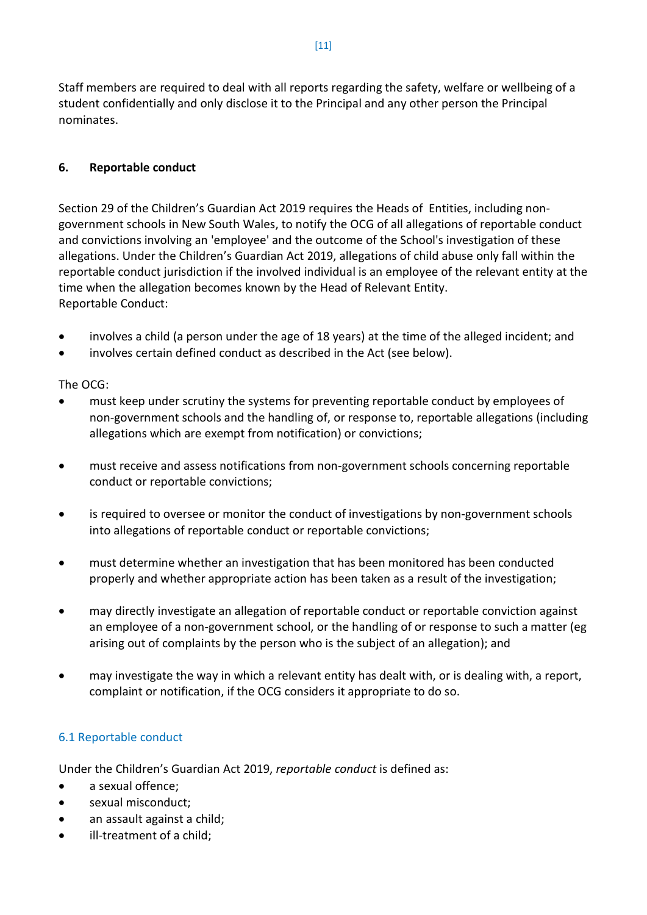Staff members are required to deal with all reports regarding the safety, welfare or wellbeing of a student confidentially and only disclose it to the Principal and any other person the Principal nominates.

## 6. Reportable conduct

Section 29 of the Children's Guardian Act 2019 requires the Heads of Entities, including non-government schools in New South Wales, to notify the OCG of all allegations of reportable conduct and convictions involving an 'employee' and the outcome of the School's investigation of these allegations. Under the Children's Guardian Act 2019, allegations of child abuse only fall within the reportable conduct jurisdiction if the involved individual is an employee of the relevant entity at the time when the allegation becomes known by the Head of Relevant Entity.
Reportable Conduct:

- involves a child (a person under the age of 18 years) at the time of the alleged incident; and
- involves certain defined conduct as described in the Act (see below).

The OCG:

- must keep under scrutiny the systems for preventing reportable conduct by employees of non-government schools and the handling of, or response to, reportable allegations (including allegations which are exempt from notification) or convictions;
- must receive and assess notifications from non-government schools concerning reportable conduct or reportable convictions;
- is required to oversee or monitor the conduct of investigations by non-government schools into allegations of reportable conduct or reportable convictions;
- must determine whether an investigation that has been monitored has been conducted properly and whether appropriate action has been taken as a result of the investigation;
- may directly investigate an allegation of reportable conduct or reportable conviction against an employee of a non-government school, or the handling of or response to such a matter (eg arising out of complaints by the person who is the subject of an allegation); and
- may investigate the way in which a relevant entity has dealt with, or is dealing with, a report, complaint or notification, if the OCG considers it appropriate to do so.

### 6.1 Reportable conduct

Under the Children's Guardian Act 2019, *reportable conduct* is defined as:

- a sexual offence;
- sexual misconduct;
- an assault against a child;
- ill-treatment of a child;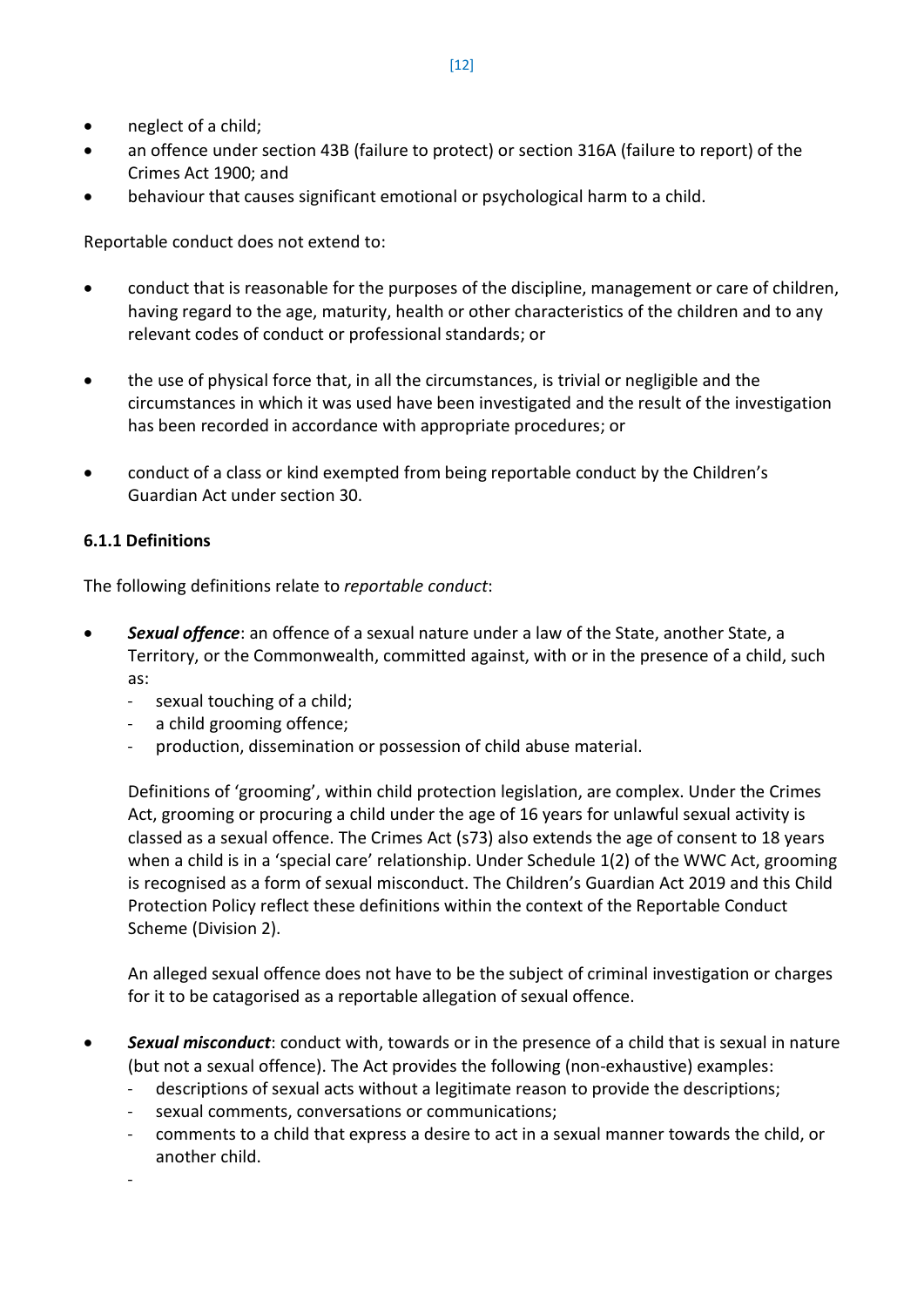- neglect of a child;
- an offence under section 43B (failure to protect) or section 316A (failure to report) of the Crimes Act 1900; and
- behaviour that causes significant emotional or psychological harm to a child.

Reportable conduct does not extend to:

- conduct that is reasonable for the purposes of the discipline, management or care of children, having regard to the age, maturity, health or other characteristics of the children and to any relevant codes of conduct or professional standards; or
- the use of physical force that, in all the circumstances, is trivial or negligible and the circumstances in which it was used have been investigated and the result of the investigation has been recorded in accordance with appropriate procedures; or
- conduct of a class or kind exempted from being reportable conduct by the Children's Guardian Act under section 30.

### 6.1.1 Definitions

The following definitions relate to *reportable conduct*:

- ***Sexual offence***: an offence of a sexual nature under a law of the State, another State, a Territory, or the Commonwealth, committed against, with or in the presence of a child, such as:
  - sexual touching of a child;
  - a child grooming offence;
  - production, dissemination or possession of child abuse material.

  Definitions of 'grooming', within child protection legislation, are complex. Under the Crimes Act, grooming or procuring a child under the age of 16 years for unlawful sexual activity is classed as a sexual offence. The Crimes Act (s73) also extends the age of consent to 18 years when a child is in a 'special care' relationship. Under Schedule 1(2) of the WWC Act, grooming is recognised as a form of sexual misconduct. The Children's Guardian Act 2019 and this Child Protection Policy reflect these definitions within the context of the Reportable Conduct Scheme (Division 2).

  An alleged sexual offence does not have to be the subject of criminal investigation or charges for it to be catagorised as a reportable allegation of sexual offence.

- ***Sexual misconduct***: conduct with, towards or in the presence of a child that is sexual in nature (but not a sexual offence). The Act provides the following (non-exhaustive) examples:
  - descriptions of sexual acts without a legitimate reason to provide the descriptions;
  - sexual comments, conversations or communications;
  - comments to a child that express a desire to act in a sexual manner towards the child, or another child.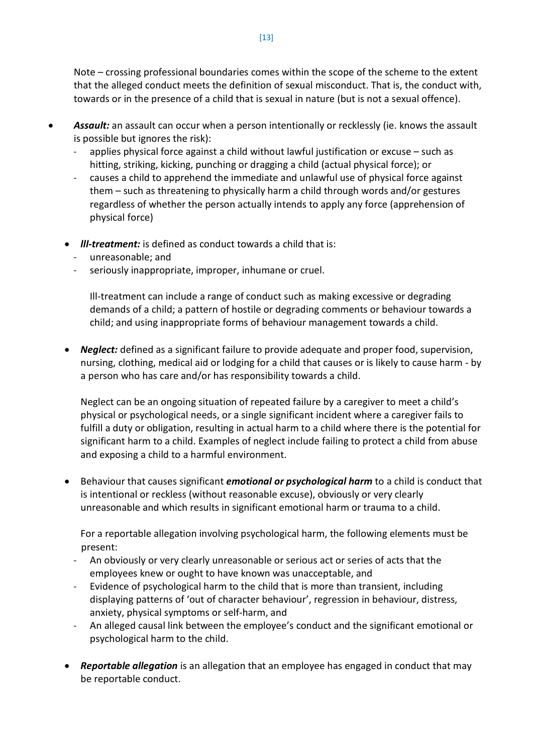Note – crossing professional boundaries comes within the scope of the scheme to the extent that the alleged conduct meets the definition of sexual misconduct. That is, the conduct with, towards or in the presence of a child that is sexual in nature (but is not a sexual offence).

- ***Assault:*** an assault can occur when a person intentionally or recklessly (ie. knows the assault is possible but ignores the risk):
  - applies physical force against a child without lawful justification or excuse – such as hitting, striking, kicking, punching or dragging a child (actual physical force); or
  - causes a child to apprehend the immediate and unlawful use of physical force against them – such as threatening to physically harm a child through words and/or gestures regardless of whether the person actually intends to apply any force (apprehension of physical force)

- ***Ill-treatment:*** is defined as conduct towards a child that is:
  - unreasonable; and
  - seriously inappropriate, improper, inhumane or cruel.

  Ill-treatment can include a range of conduct such as making excessive or degrading demands of a child; a pattern of hostile or degrading comments or behaviour towards a child; and using inappropriate forms of behaviour management towards a child.

- ***Neglect:*** defined as a significant failure to provide adequate and proper food, supervision, nursing, clothing, medical aid or lodging for a child that causes or is likely to cause harm - by a person who has care and/or has responsibility towards a child.

  Neglect can be an ongoing situation of repeated failure by a caregiver to meet a child's physical or psychological needs, or a single significant incident where a caregiver fails to fulfill a duty or obligation, resulting in actual harm to a child where there is the potential for significant harm to a child. Examples of neglect include failing to protect a child from abuse and exposing a child to a harmful environment.

- Behaviour that causes significant ***emotional or psychological harm*** to a child is conduct that is intentional or reckless (without reasonable excuse), obviously or very clearly unreasonable and which results in significant emotional harm or trauma to a child.

  For a reportable allegation involving psychological harm, the following elements must be present:
  - An obviously or very clearly unreasonable or serious act or series of acts that the employees knew or ought to have known was unacceptable, and
  - Evidence of psychological harm to the child that is more than transient, including displaying patterns of 'out of character behaviour', regression in behaviour, distress, anxiety, physical symptoms or self-harm, and
  - An alleged causal link between the employee's conduct and the significant emotional or psychological harm to the child.

- ***Reportable allegation*** is an allegation that an employee has engaged in conduct that may be reportable conduct.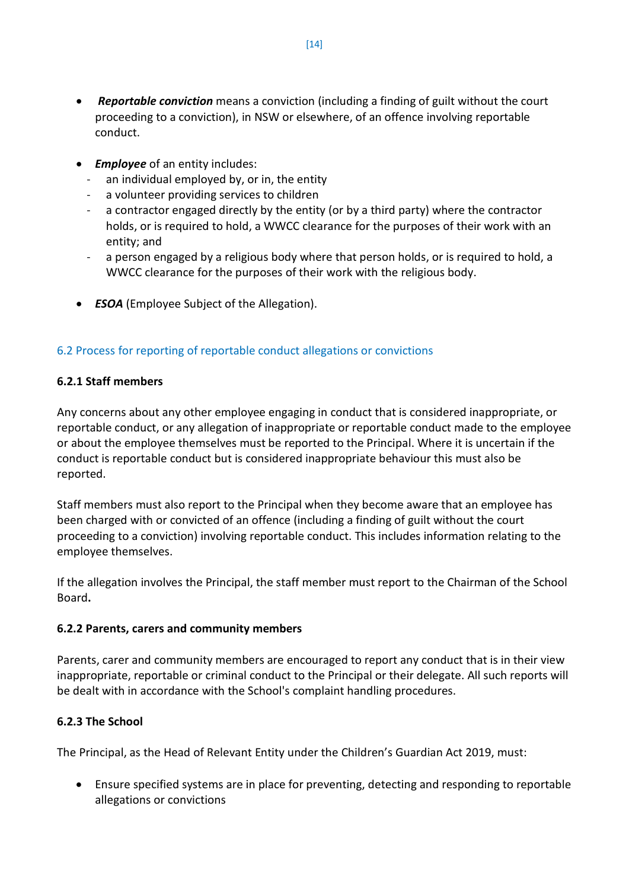- ***Reportable conviction*** means a conviction (including a finding of guilt without the court proceeding to a conviction), in NSW or elsewhere, of an offence involving reportable conduct.

- ***Employee*** of an entity includes:
  - an individual employed by, or in, the entity
  - a volunteer providing services to children
  - a contractor engaged directly by the entity (or by a third party) where the contractor holds, or is required to hold, a WWCC clearance for the purposes of their work with an entity; and
  - a person engaged by a religious body where that person holds, or is required to hold, a WWCC clearance for the purposes of their work with the religious body.

- ***ESOA*** (Employee Subject of the Allegation).

## 6.2 Process for reporting of reportable conduct allegations or convictions

### 6.2.1 Staff members

Any concerns about any other employee engaging in conduct that is considered inappropriate, or reportable conduct, or any allegation of inappropriate or reportable conduct made to the employee or about the employee themselves must be reported to the Principal. Where it is uncertain if the conduct is reportable conduct but is considered inappropriate behaviour this must also be reported.

Staff members must also report to the Principal when they become aware that an employee has been charged with or convicted of an offence (including a finding of guilt without the court proceeding to a conviction) involving reportable conduct. This includes information relating to the employee themselves.

If the allegation involves the Principal, the staff member must report to the Chairman of the School Board**.**

### 6.2.2 Parents, carers and community members

Parents, carer and community members are encouraged to report any conduct that is in their view inappropriate, reportable or criminal conduct to the Principal or their delegate. All such reports will be dealt with in accordance with the School's complaint handling procedures.

### 6.2.3 The School

The Principal, as the Head of Relevant Entity under the Children's Guardian Act 2019, must:

- Ensure specified systems are in place for preventing, detecting and responding to reportable allegations or convictions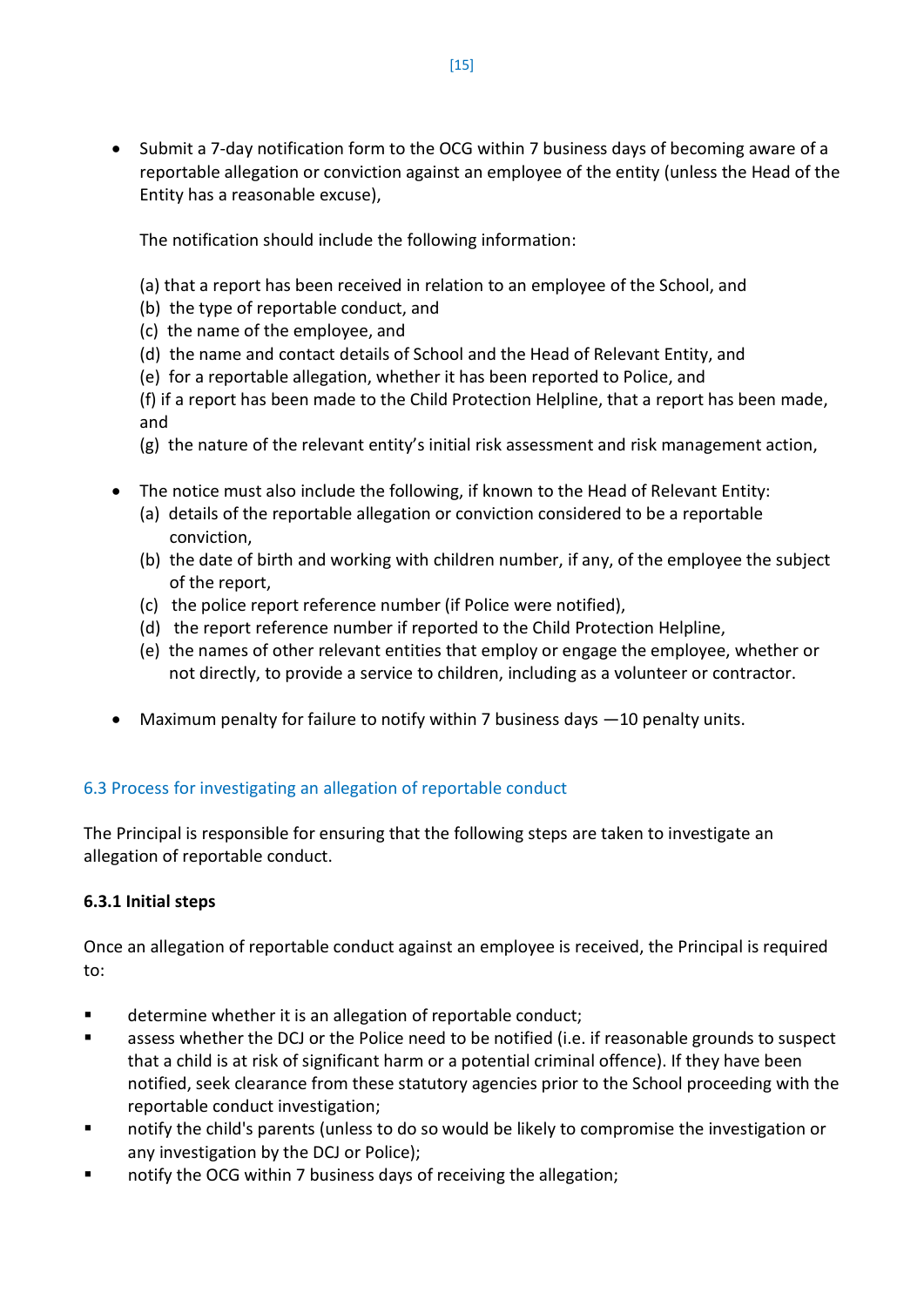- Submit a 7-day notification form to the OCG within 7 business days of becoming aware of a reportable allegation or conviction against an employee of the entity (unless the Head of the Entity has a reasonable excuse),

  The notification should include the following information:

  (a) that a report has been received in relation to an employee of the School, and
  (b) the type of reportable conduct, and
  (c) the name of the employee, and
  (d) the name and contact details of School and the Head of Relevant Entity, and
  (e) for a reportable allegation, whether it has been reported to Police, and
  (f) if a report has been made to the Child Protection Helpline, that a report has been made, and
  (g) the nature of the relevant entity's initial risk assessment and risk management action,

- The notice must also include the following, if known to the Head of Relevant Entity:
  (a) details of the reportable allegation or conviction considered to be a reportable conviction,
  (b) the date of birth and working with children number, if any, of the employee the subject of the report,
  (c) the police report reference number (if Police were notified),
  (d) the report reference number if reported to the Child Protection Helpline,
  (e) the names of other relevant entities that employ or engage the employee, whether or not directly, to provide a service to children, including as a volunteer or contractor.

- Maximum penalty for failure to notify within 7 business days —10 penalty units.

## 6.3 Process for investigating an allegation of reportable conduct

The Principal is responsible for ensuring that the following steps are taken to investigate an allegation of reportable conduct.

### 6.3.1 Initial steps

Once an allegation of reportable conduct against an employee is received, the Principal is required to:

- determine whether it is an allegation of reportable conduct;
- assess whether the DCJ or the Police need to be notified (i.e. if reasonable grounds to suspect that a child is at risk of significant harm or a potential criminal offence). If they have been notified, seek clearance from these statutory agencies prior to the School proceeding with the reportable conduct investigation;
- notify the child's parents (unless to do so would be likely to compromise the investigation or any investigation by the DCJ or Police);
- notify the OCG within 7 business days of receiving the allegation;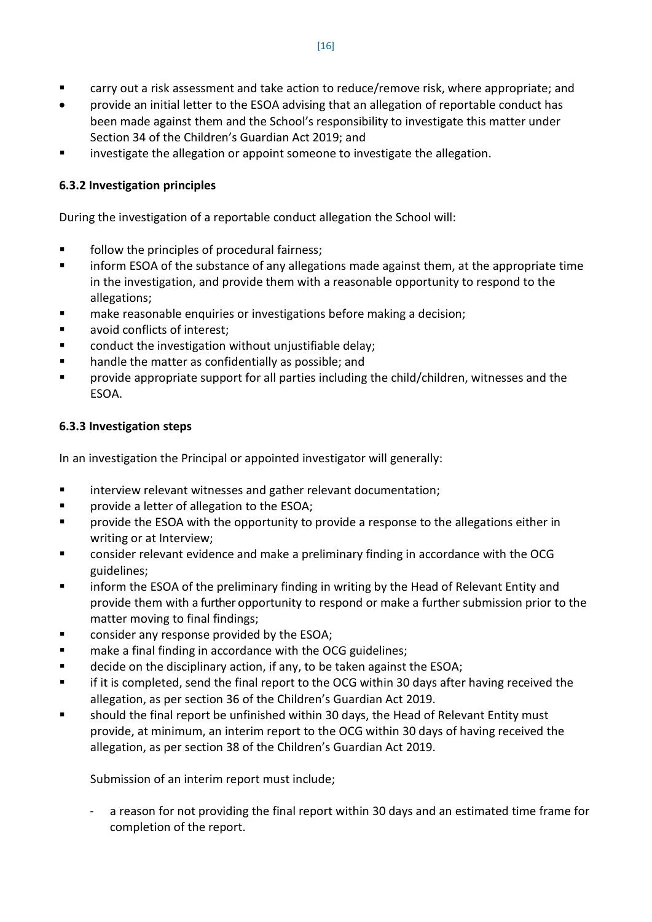- carry out a risk assessment and take action to reduce/remove risk, where appropriate; and
- provide an initial letter to the ESOA advising that an allegation of reportable conduct has been made against them and the School's responsibility to investigate this matter under Section 34 of the Children's Guardian Act 2019; and
- investigate the allegation or appoint someone to investigate the allegation.

### 6.3.2 Investigation principles

During the investigation of a reportable conduct allegation the School will:

- follow the principles of procedural fairness;
- inform ESOA of the substance of any allegations made against them, at the appropriate time in the investigation, and provide them with a reasonable opportunity to respond to the allegations;
- make reasonable enquiries or investigations before making a decision;
- avoid conflicts of interest;
- conduct the investigation without unjustifiable delay;
- handle the matter as confidentially as possible; and
- provide appropriate support for all parties including the child/children, witnesses and the ESOA.

### 6.3.3 Investigation steps

In an investigation the Principal or appointed investigator will generally:

- interview relevant witnesses and gather relevant documentation;
- provide a letter of allegation to the ESOA;
- provide the ESOA with the opportunity to provide a response to the allegations either in writing or at Interview;
- consider relevant evidence and make a preliminary finding in accordance with the OCG guidelines;
- inform the ESOA of the preliminary finding in writing by the Head of Relevant Entity and provide them with a further opportunity to respond or make a further submission prior to the matter moving to final findings;
- consider any response provided by the ESOA;
- make a final finding in accordance with the OCG guidelines;
- decide on the disciplinary action, if any, to be taken against the ESOA;
- if it is completed, send the final report to the OCG within 30 days after having received the allegation, as per section 36 of the Children's Guardian Act 2019.
- should the final report be unfinished within 30 days, the Head of Relevant Entity must provide, at minimum, an interim report to the OCG within 30 days of having received the allegation, as per section 38 of the Children's Guardian Act 2019.

  Submission of an interim report must include;

  - a reason for not providing the final report within 30 days and an estimated time frame for completion of the report.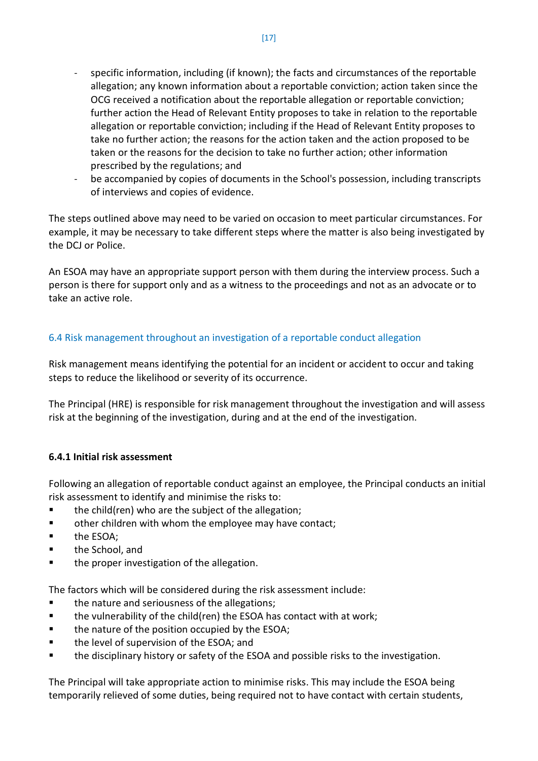- specific information, including (if known); the facts and circumstances of the reportable allegation; any known information about a reportable conviction; action taken since the OCG received a notification about the reportable allegation or reportable conviction; further action the Head of Relevant Entity proposes to take in relation to the reportable allegation or reportable conviction; including if the Head of Relevant Entity proposes to take no further action; the reasons for the action taken and the action proposed to be taken or the reasons for the decision to take no further action; other information prescribed by the regulations; and
- be accompanied by copies of documents in the School's possession, including transcripts of interviews and copies of evidence.

The steps outlined above may need to be varied on occasion to meet particular circumstances. For example, it may be necessary to take different steps where the matter is also being investigated by the DCJ or Police.

An ESOA may have an appropriate support person with them during the interview process. Such a person is there for support only and as a witness to the proceedings and not as an advocate or to take an active role.

## 6.4 Risk management throughout an investigation of a reportable conduct allegation

Risk management means identifying the potential for an incident or accident to occur and taking steps to reduce the likelihood or severity of its occurrence.

The Principal (HRE) is responsible for risk management throughout the investigation and will assess risk at the beginning of the investigation, during and at the end of the investigation.

### 6.4.1 Initial risk assessment

Following an allegation of reportable conduct against an employee, the Principal conducts an initial risk assessment to identify and minimise the risks to:

- the child(ren) who are the subject of the allegation;
- other children with whom the employee may have contact;
- the ESOA;
- the School, and
- the proper investigation of the allegation.

The factors which will be considered during the risk assessment include:

- the nature and seriousness of the allegations;
- the vulnerability of the child(ren) the ESOA has contact with at work;
- the nature of the position occupied by the ESOA;
- the level of supervision of the ESOA; and
- the disciplinary history or safety of the ESOA and possible risks to the investigation.

The Principal will take appropriate action to minimise risks. This may include the ESOA being temporarily relieved of some duties, being required not to have contact with certain students,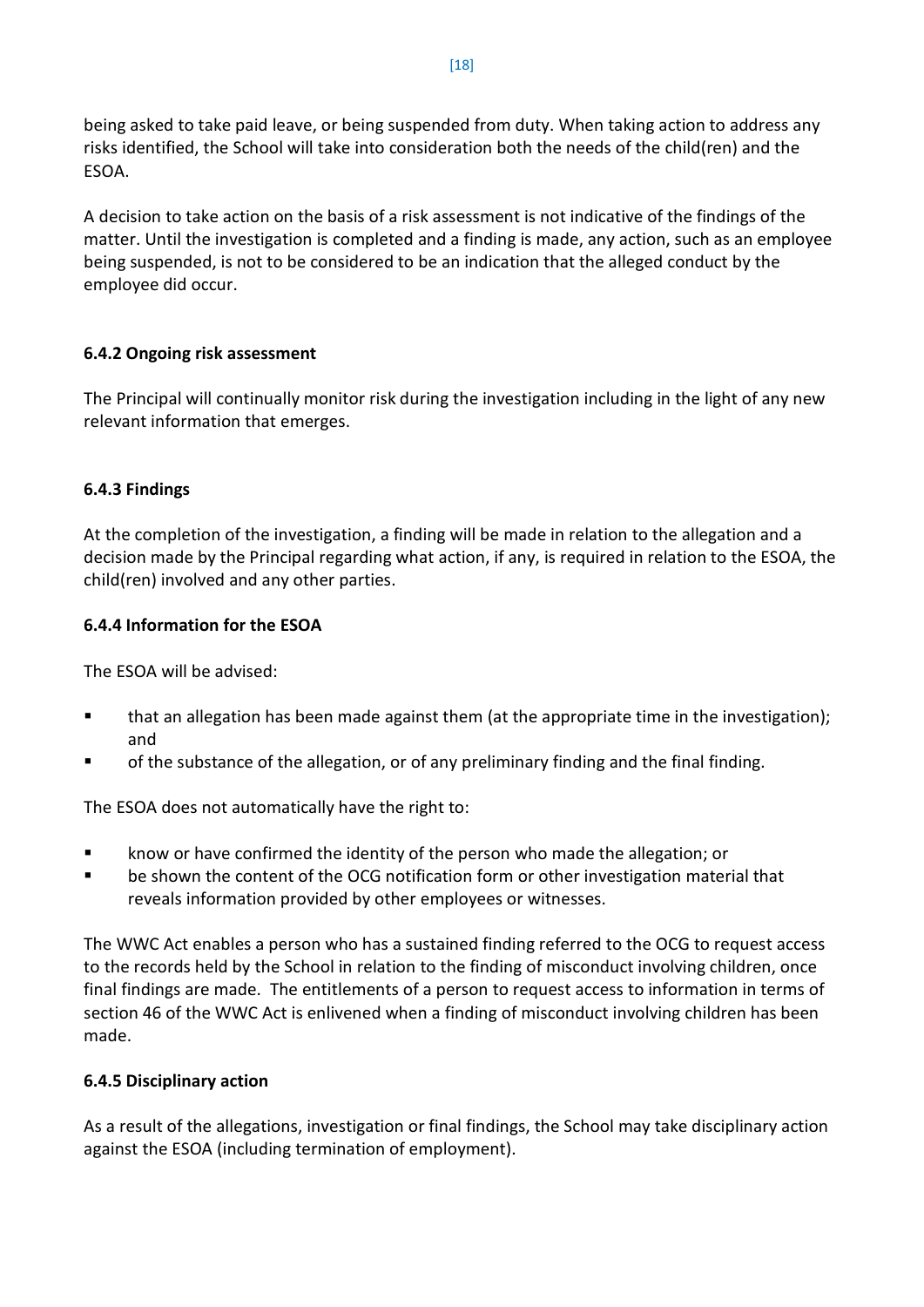being asked to take paid leave, or being suspended from duty. When taking action to address any risks identified, the School will take into consideration both the needs of the child(ren) and the ESOA.

A decision to take action on the basis of a risk assessment is not indicative of the findings of the matter. Until the investigation is completed and a finding is made, any action, such as an employee being suspended, is not to be considered to be an indication that the alleged conduct by the employee did occur.

#### 6.4.2 Ongoing risk assessment

The Principal will continually monitor risk during the investigation including in the light of any new relevant information that emerges.

#### 6.4.3 Findings

At the completion of the investigation, a finding will be made in relation to the allegation and a decision made by the Principal regarding what action, if any, is required in relation to the ESOA, the child(ren) involved and any other parties.

#### 6.4.4 Information for the ESOA

The ESOA will be advised:

- that an allegation has been made against them (at the appropriate time in the investigation); and
- of the substance of the allegation, or of any preliminary finding and the final finding.

The ESOA does not automatically have the right to:

- know or have confirmed the identity of the person who made the allegation; or
- be shown the content of the OCG notification form or other investigation material that reveals information provided by other employees or witnesses.

The WWC Act enables a person who has a sustained finding referred to the OCG to request access to the records held by the School in relation to the finding of misconduct involving children, once final findings are made. The entitlements of a person to request access to information in terms of section 46 of the WWC Act is enlivened when a finding of misconduct involving children has been made.

#### 6.4.5 Disciplinary action

As a result of the allegations, investigation or final findings, the School may take disciplinary action against the ESOA (including termination of employment).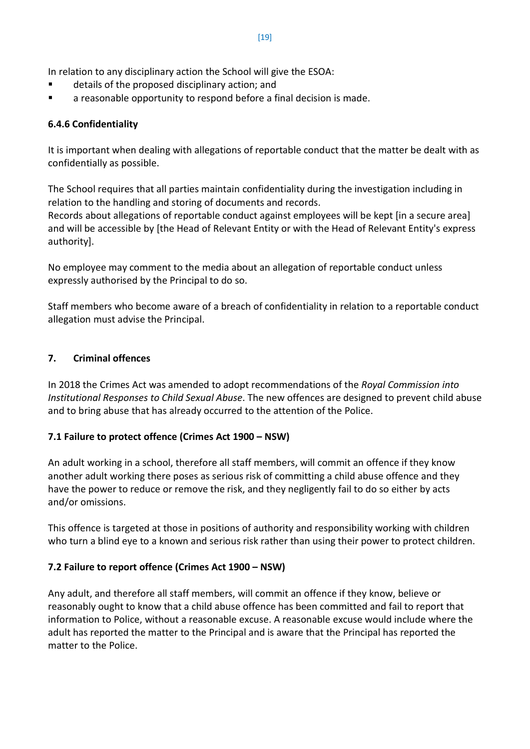In relation to any disciplinary action the School will give the ESOA:

- details of the proposed disciplinary action; and
- a reasonable opportunity to respond before a final decision is made.

### 6.4.6 Confidentiality

It is important when dealing with allegations of reportable conduct that the matter be dealt with as confidentially as possible.

The School requires that all parties maintain confidentiality during the investigation including in relation to the handling and storing of documents and records.
Records about allegations of reportable conduct against employees will be kept [in a secure area] and will be accessible by [the Head of Relevant Entity or with the Head of Relevant Entity's express authority].

No employee may comment to the media about an allegation of reportable conduct unless expressly authorised by the Principal to do so.

Staff members who become aware of a breach of confidentiality in relation to a reportable conduct allegation must advise the Principal.

## 7. Criminal offences

In 2018 the Crimes Act was amended to adopt recommendations of the *Royal Commission into Institutional Responses to Child Sexual Abuse*. The new offences are designed to prevent child abuse and to bring abuse that has already occurred to the attention of the Police.

### 7.1 Failure to protect offence (Crimes Act 1900 – NSW)

An adult working in a school, therefore all staff members, will commit an offence if they know another adult working there poses as serious risk of committing a child abuse offence and they have the power to reduce or remove the risk, and they negligently fail to do so either by acts and/or omissions.

This offence is targeted at those in positions of authority and responsibility working with children who turn a blind eye to a known and serious risk rather than using their power to protect children.

### 7.2 Failure to report offence (Crimes Act 1900 – NSW)

Any adult, and therefore all staff members, will commit an offence if they know, believe or reasonably ought to know that a child abuse offence has been committed and fail to report that information to Police, without a reasonable excuse. A reasonable excuse would include where the adult has reported the matter to the Principal and is aware that the Principal has reported the matter to the Police.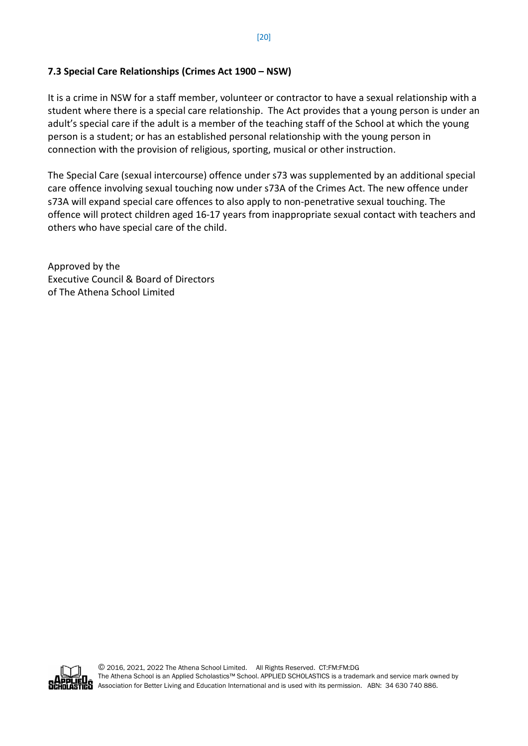### 7.3 Special Care Relationships (Crimes Act 1900 – NSW)

It is a crime in NSW for a staff member, volunteer or contractor to have a sexual relationship with a student where there is a special care relationship. The Act provides that a young person is under an adult's special care if the adult is a member of the teaching staff of the School at which the young person is a student; or has an established personal relationship with the young person in connection with the provision of religious, sporting, musical or other instruction.

The Special Care (sexual intercourse) offence under s73 was supplemented by an additional special care offence involving sexual touching now under s73A of the Crimes Act. The new offence under s73A will expand special care offences to also apply to non-penetrative sexual touching. The offence will protect children aged 16-17 years from inappropriate sexual contact with teachers and others who have special care of the child.

Approved by the
Executive Council & Board of Directors
of The Athena School Limited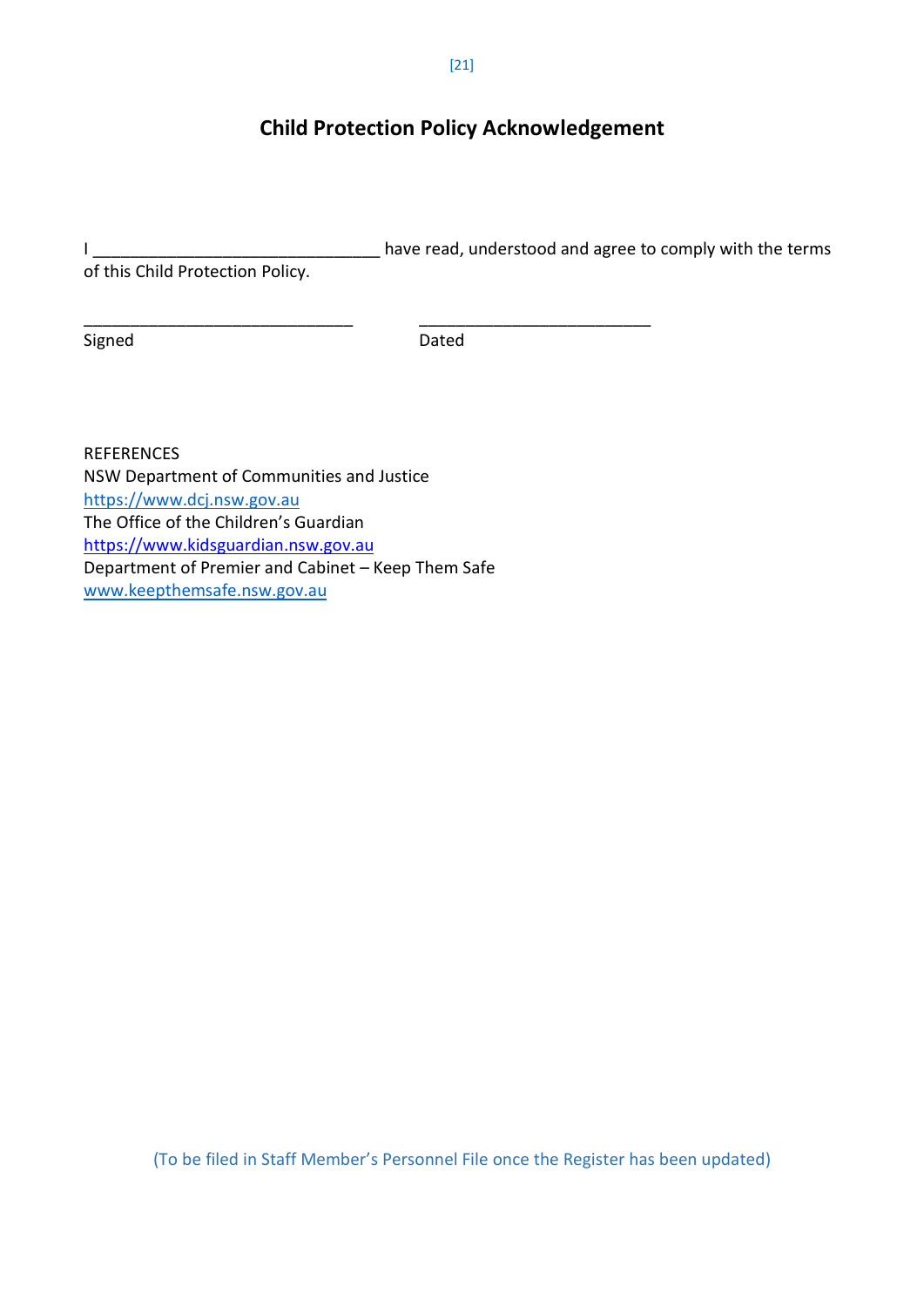# Child Protection Policy Acknowledgement

I _______________________________ have read, understood and agree to comply with the terms of this Child Protection Policy.

_____________________________ &nbsp;&nbsp;&nbsp;&nbsp;&nbsp;&nbsp;&nbsp;&nbsp;&nbsp; _________________________

Signed &nbsp;&nbsp;&nbsp;&nbsp;&nbsp;&nbsp;&nbsp;&nbsp;&nbsp;&nbsp;&nbsp;&nbsp;&nbsp;&nbsp;&nbsp;&nbsp;&nbsp;&nbsp;&nbsp;&nbsp;&nbsp;&nbsp;&nbsp;&nbsp;&nbsp;&nbsp;&nbsp;&nbsp;&nbsp;&nbsp;&nbsp;&nbsp;&nbsp;&nbsp;&nbsp; Dated

REFERENCES
NSW Department of Communities and Justice
[https://www.dcj.nsw.gov.au](https://www.dcj.nsw.gov.au)
The Office of the Children's Guardian
[https://www.kidsguardian.nsw.gov.au](https://www.kidsguardian.nsw.gov.au)
Department of Premier and Cabinet – Keep Them Safe
[www.keepthemsafe.nsw.gov.au](http://www.keepthemsafe.nsw.gov.au)

(To be filed in Staff Member's Personnel File once the Register has been updated)